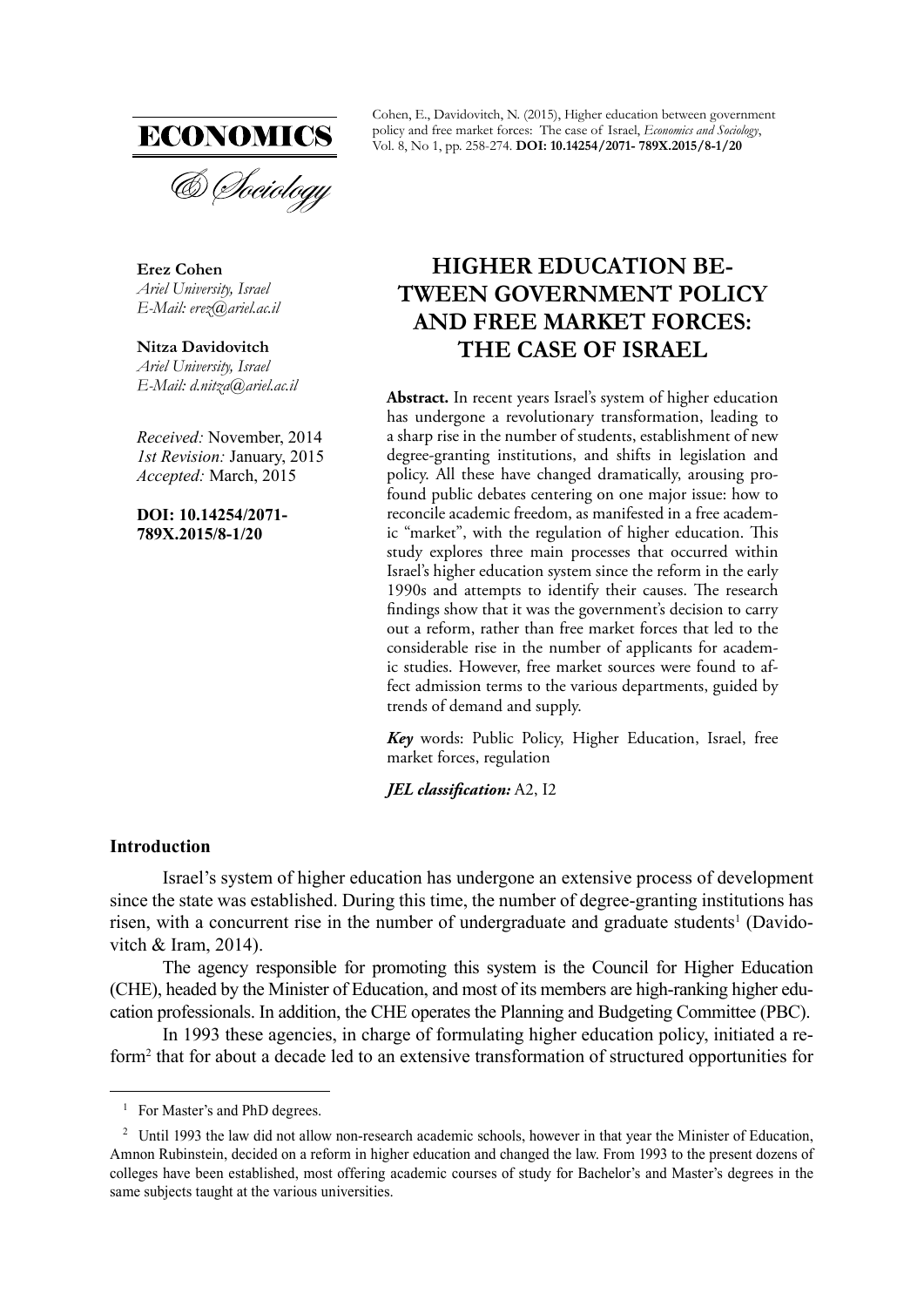# ECONOMICS

*& Sociology*

Cohen, E., Davidovitch, N. (2015), Higher education between government policy and free market forces: The case of Israel, *Economics and Sociology*, Vol. 8, No 1, pp. 258-274. **DOI: 10.14254/2071- 789X.2015/8-1/20**

**Erez Cohen**
*Ariel University, Israel*
*E-Mail: erez@ariel.ac.il*

**Nitza Davidovitch**
*Ariel University, Israel*
*E-Mail: d.nitza@ariel.ac.il*

*Received:* November, 2014
*1st Revision:* January, 2015
*Accepted:* March, 2015

**DOI: 10.14254/2071-789X.2015/8-1/20**

# HIGHER EDUCATION BETWEEN GOVERNMENT POLICY AND FREE MARKET FORCES: THE CASE OF ISRAEL

**Abstract.** In recent years Israel's system of higher education has undergone a revolutionary transformation, leading to a sharp rise in the number of students, establishment of new degree-granting institutions, and shifts in legislation and policy. All these have changed dramatically, arousing profound public debates centering on one major issue: how to reconcile academic freedom, as manifested in a free academic "market", with the regulation of higher education. This study explores three main processes that occurred within Israel's higher education system since the reform in the early 1990s and attempts to identify their causes. The research findings show that it was the government's decision to carry out a reform, rather than free market forces that led to the considerable rise in the number of applicants for academic studies. However, free market sources were found to affect admission terms to the various departments, guided by trends of demand and supply.

***Key*** words: Public Policy, Higher Education, Israel, free market forces, regulation

***JEL classification:*** A2, I2

## Introduction

Israel's system of higher education has undergone an extensive process of development since the state was established. During this time, the number of degree-granting institutions has risen, with a concurrent rise in the number of undergraduate and graduate students[1] (Davidovitch & Iram, 2014).

The agency responsible for promoting this system is the Council for Higher Education (CHE), headed by the Minister of Education, and most of its members are high-ranking higher education professionals. In addition, the CHE operates the Planning and Budgeting Committee (PBC).

In 1993 these agencies, in charge of formulating higher education policy, initiated a reform[2] that for about a decade led to an extensive transformation of structured opportunities for

---

[1] For Master's and PhD degrees.

[2] Until 1993 the law did not allow non-research academic schools, however in that year the Minister of Education, Amnon Rubinstein, decided on a reform in higher education and changed the law. From 1993 to the present dozens of colleges have been established, most offering academic courses of study for Bachelor's and Master's degrees in the same subjects taught at the various universities.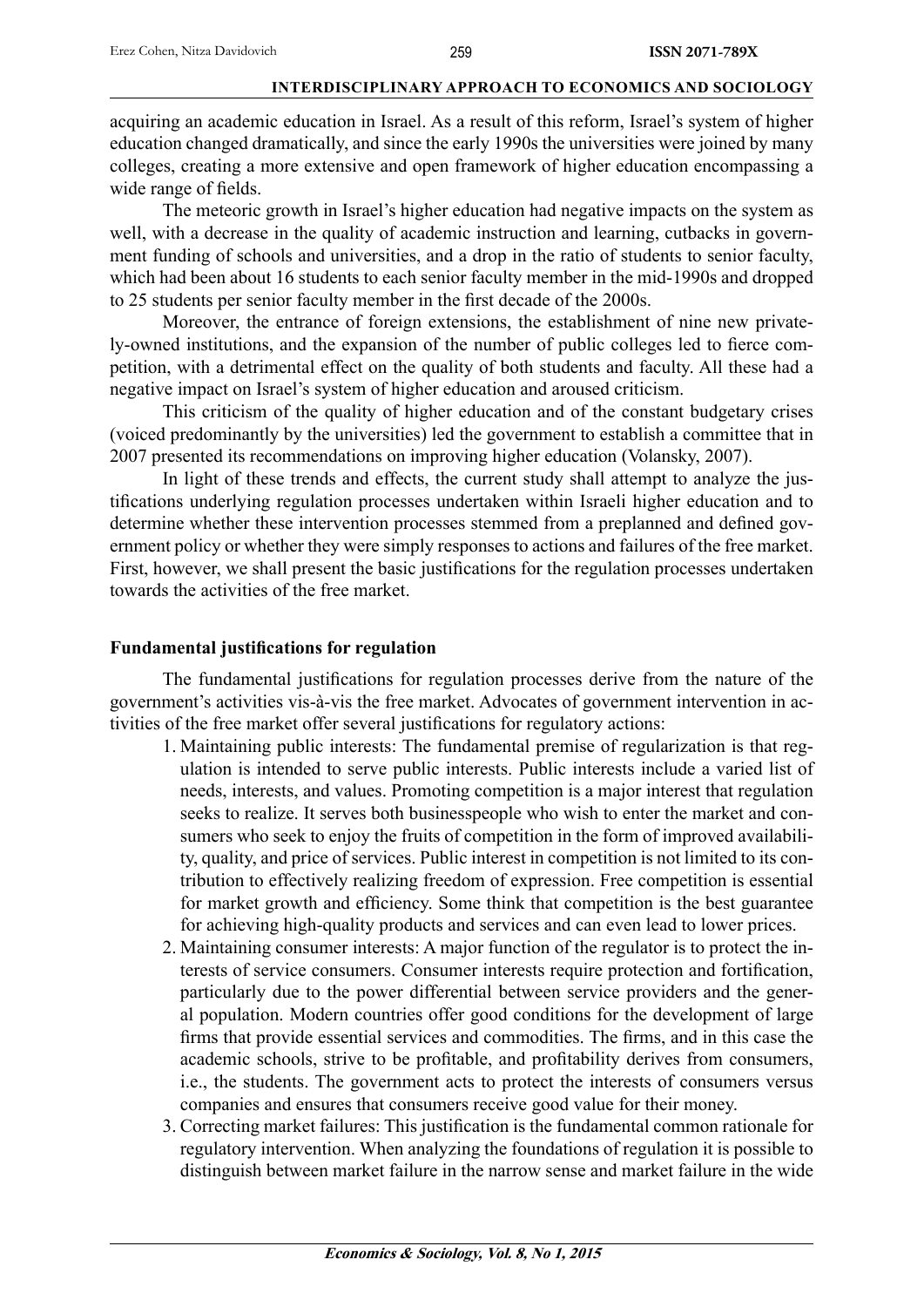acquiring an academic education in Israel. As a result of this reform, Israel's system of higher education changed dramatically, and since the early 1990s the universities were joined by many colleges, creating a more extensive and open framework of higher education encompassing a wide range of fields.

The meteoric growth in Israel's higher education had negative impacts on the system as well, with a decrease in the quality of academic instruction and learning, cutbacks in government funding of schools and universities, and a drop in the ratio of students to senior faculty, which had been about 16 students to each senior faculty member in the mid-1990s and dropped to 25 students per senior faculty member in the first decade of the 2000s.

Moreover, the entrance of foreign extensions, the establishment of nine new privately-owned institutions, and the expansion of the number of public colleges led to fierce competition, with a detrimental effect on the quality of both students and faculty. All these had a negative impact on Israel's system of higher education and aroused criticism.

This criticism of the quality of higher education and of the constant budgetary crises (voiced predominantly by the universities) led the government to establish a committee that in 2007 presented its recommendations on improving higher education (Volansky, 2007).

In light of these trends and effects, the current study shall attempt to analyze the justifications underlying regulation processes undertaken within Israeli higher education and to determine whether these intervention processes stemmed from a preplanned and defined government policy or whether they were simply responses to actions and failures of the free market. First, however, we shall present the basic justifications for the regulation processes undertaken towards the activities of the free market.

## Fundamental justifications for regulation

The fundamental justifications for regulation processes derive from the nature of the government's activities vis-à-vis the free market. Advocates of government intervention in activities of the free market offer several justifications for regulatory actions:

1. Maintaining public interests: The fundamental premise of regularization is that regulation is intended to serve public interests. Public interests include a varied list of needs, interests, and values. Promoting competition is a major interest that regulation seeks to realize. It serves both businesspeople who wish to enter the market and consumers who seek to enjoy the fruits of competition in the form of improved availability, quality, and price of services. Public interest in competition is not limited to its contribution to effectively realizing freedom of expression. Free competition is essential for market growth and efficiency. Some think that competition is the best guarantee for achieving high-quality products and services and can even lead to lower prices.
2. Maintaining consumer interests: A major function of the regulator is to protect the interests of service consumers. Consumer interests require protection and fortification, particularly due to the power differential between service providers and the general population. Modern countries offer good conditions for the development of large firms that provide essential services and commodities. The firms, and in this case the academic schools, strive to be profitable, and profitability derives from consumers, i.e., the students. The government acts to protect the interests of consumers versus companies and ensures that consumers receive good value for their money.
3. Correcting market failures: This justification is the fundamental common rationale for regulatory intervention. When analyzing the foundations of regulation it is possible to distinguish between market failure in the narrow sense and market failure in the wide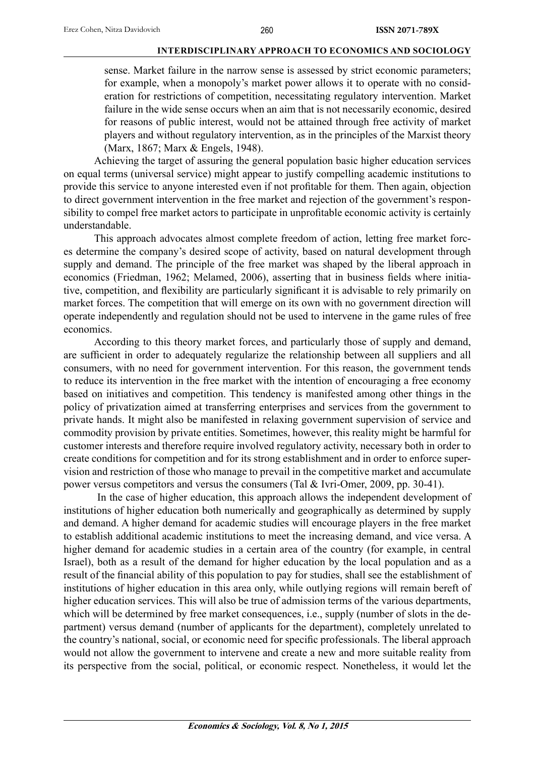sense. Market failure in the narrow sense is assessed by strict economic parameters; for example, when a monopoly's market power allows it to operate with no consideration for restrictions of competition, necessitating regulatory intervention. Market failure in the wide sense occurs when an aim that is not necessarily economic, desired for reasons of public interest, would not be attained through free activity of market players and without regulatory intervention, as in the principles of the Marxist theory (Marx, 1867; Marx & Engels, 1948).

Achieving the target of assuring the general population basic higher education services on equal terms (universal service) might appear to justify compelling academic institutions to provide this service to anyone interested even if not profitable for them. Then again, objection to direct government intervention in the free market and rejection of the government's responsibility to compel free market actors to participate in unprofitable economic activity is certainly understandable.

This approach advocates almost complete freedom of action, letting free market forces determine the company's desired scope of activity, based on natural development through supply and demand. The principle of the free market was shaped by the liberal approach in economics (Friedman, 1962; Melamed, 2006), asserting that in business fields where initiative, competition, and flexibility are particularly significant it is advisable to rely primarily on market forces. The competition that will emerge on its own with no government direction will operate independently and regulation should not be used to intervene in the game rules of free economics.

According to this theory market forces, and particularly those of supply and demand, are sufficient in order to adequately regularize the relationship between all suppliers and all consumers, with no need for government intervention. For this reason, the government tends to reduce its intervention in the free market with the intention of encouraging a free economy based on initiatives and competition. This tendency is manifested among other things in the policy of privatization aimed at transferring enterprises and services from the government to private hands. It might also be manifested in relaxing government supervision of service and commodity provision by private entities. Sometimes, however, this reality might be harmful for customer interests and therefore require involved regulatory activity, necessary both in order to create conditions for competition and for its strong establishment and in order to enforce supervision and restriction of those who manage to prevail in the competitive market and accumulate power versus competitors and versus the consumers (Tal & Ivri-Omer, 2009, pp. 30-41).

In the case of higher education, this approach allows the independent development of institutions of higher education both numerically and geographically as determined by supply and demand. A higher demand for academic studies will encourage players in the free market to establish additional academic institutions to meet the increasing demand, and vice versa. A higher demand for academic studies in a certain area of the country (for example, in central Israel), both as a result of the demand for higher education by the local population and as a result of the financial ability of this population to pay for studies, shall see the establishment of institutions of higher education in this area only, while outlying regions will remain bereft of higher education services. This will also be true of admission terms of the various departments, which will be determined by free market consequences, i.e., supply (number of slots in the department) versus demand (number of applicants for the department), completely unrelated to the country's national, social, or economic need for specific professionals. The liberal approach would not allow the government to intervene and create a new and more suitable reality from its perspective from the social, political, or economic respect. Nonetheless, it would let the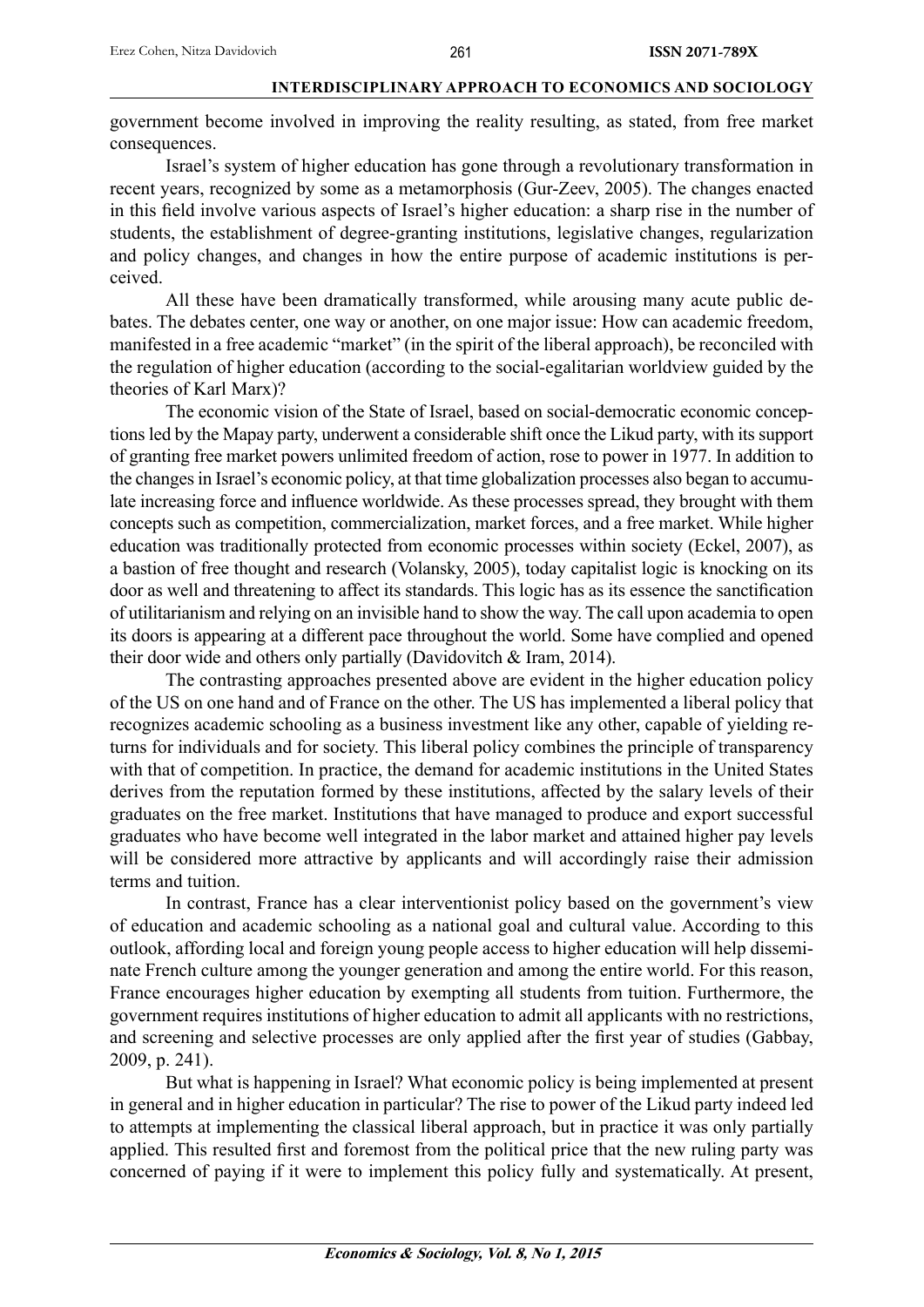government become involved in improving the reality resulting, as stated, from free market consequences.

Israel's system of higher education has gone through a revolutionary transformation in recent years, recognized by some as a metamorphosis (Gur-Zeev, 2005). The changes enacted in this field involve various aspects of Israel's higher education: a sharp rise in the number of students, the establishment of degree-granting institutions, legislative changes, regularization and policy changes, and changes in how the entire purpose of academic institutions is perceived.

All these have been dramatically transformed, while arousing many acute public debates. The debates center, one way or another, on one major issue: How can academic freedom, manifested in a free academic "market" (in the spirit of the liberal approach), be reconciled with the regulation of higher education (according to the social-egalitarian worldview guided by the theories of Karl Marx)?

The economic vision of the State of Israel, based on social-democratic economic conceptions led by the Mapay party, underwent a considerable shift once the Likud party, with its support of granting free market powers unlimited freedom of action, rose to power in 1977. In addition to the changes in Israel's economic policy, at that time globalization processes also began to accumulate increasing force and influence worldwide. As these processes spread, they brought with them concepts such as competition, commercialization, market forces, and a free market. While higher education was traditionally protected from economic processes within society (Eckel, 2007), as a bastion of free thought and research (Volansky, 2005), today capitalist logic is knocking on its door as well and threatening to affect its standards. This logic has as its essence the sanctification of utilitarianism and relying on an invisible hand to show the way. The call upon academia to open its doors is appearing at a different pace throughout the world. Some have complied and opened their door wide and others only partially (Davidovitch & Iram, 2014).

The contrasting approaches presented above are evident in the higher education policy of the US on one hand and of France on the other. The US has implemented a liberal policy that recognizes academic schooling as a business investment like any other, capable of yielding returns for individuals and for society. This liberal policy combines the principle of transparency with that of competition. In practice, the demand for academic institutions in the United States derives from the reputation formed by these institutions, affected by the salary levels of their graduates on the free market. Institutions that have managed to produce and export successful graduates who have become well integrated in the labor market and attained higher pay levels will be considered more attractive by applicants and will accordingly raise their admission terms and tuition.

In contrast, France has a clear interventionist policy based on the government's view of education and academic schooling as a national goal and cultural value. According to this outlook, affording local and foreign young people access to higher education will help disseminate French culture among the younger generation and among the entire world. For this reason, France encourages higher education by exempting all students from tuition. Furthermore, the government requires institutions of higher education to admit all applicants with no restrictions, and screening and selective processes are only applied after the first year of studies (Gabbay, 2009, p. 241).

But what is happening in Israel? What economic policy is being implemented at present in general and in higher education in particular? The rise to power of the Likud party indeed led to attempts at implementing the classical liberal approach, but in practice it was only partially applied. This resulted first and foremost from the political price that the new ruling party was concerned of paying if it were to implement this policy fully and systematically. At present,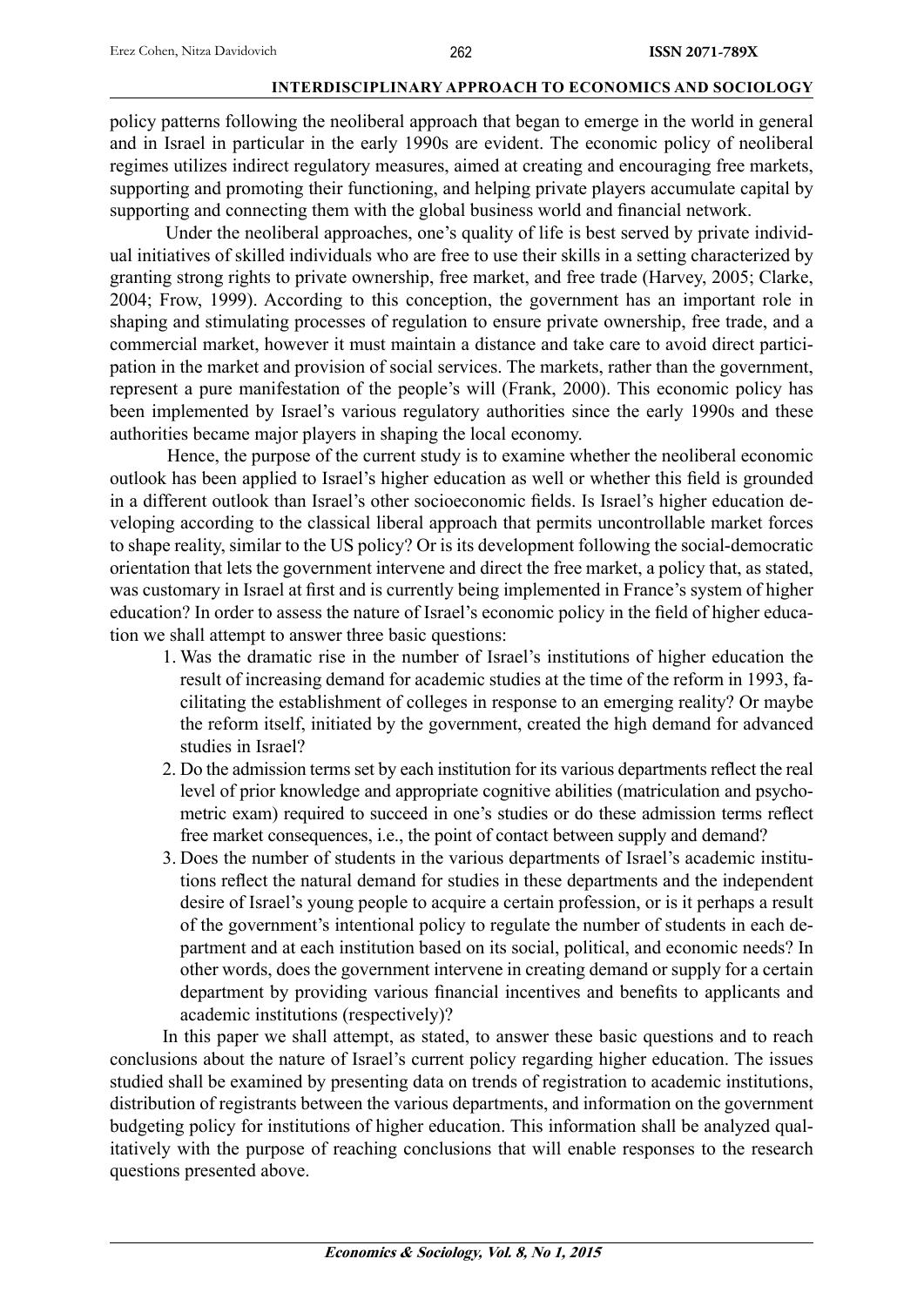policy patterns following the neoliberal approach that began to emerge in the world in general and in Israel in particular in the early 1990s are evident. The economic policy of neoliberal regimes utilizes indirect regulatory measures, aimed at creating and encouraging free markets, supporting and promoting their functioning, and helping private players accumulate capital by supporting and connecting them with the global business world and financial network.

Under the neoliberal approaches, one's quality of life is best served by private individual initiatives of skilled individuals who are free to use their skills in a setting characterized by granting strong rights to private ownership, free market, and free trade (Harvey, 2005; Clarke, 2004; Frow, 1999). According to this conception, the government has an important role in shaping and stimulating processes of regulation to ensure private ownership, free trade, and a commercial market, however it must maintain a distance and take care to avoid direct participation in the market and provision of social services. The markets, rather than the government, represent a pure manifestation of the people's will (Frank, 2000). This economic policy has been implemented by Israel's various regulatory authorities since the early 1990s and these authorities became major players in shaping the local economy.

Hence, the purpose of the current study is to examine whether the neoliberal economic outlook has been applied to Israel's higher education as well or whether this field is grounded in a different outlook than Israel's other socioeconomic fields. Is Israel's higher education developing according to the classical liberal approach that permits uncontrollable market forces to shape reality, similar to the US policy? Or is its development following the social-democratic orientation that lets the government intervene and direct the free market, a policy that, as stated, was customary in Israel at first and is currently being implemented in France's system of higher education? In order to assess the nature of Israel's economic policy in the field of higher education we shall attempt to answer three basic questions:

1. Was the dramatic rise in the number of Israel's institutions of higher education the result of increasing demand for academic studies at the time of the reform in 1993, facilitating the establishment of colleges in response to an emerging reality? Or maybe the reform itself, initiated by the government, created the high demand for advanced studies in Israel?
2. Do the admission terms set by each institution for its various departments reflect the real level of prior knowledge and appropriate cognitive abilities (matriculation and psychometric exam) required to succeed in one's studies or do these admission terms reflect free market consequences, i.e., the point of contact between supply and demand?
3. Does the number of students in the various departments of Israel's academic institutions reflect the natural demand for studies in these departments and the independent desire of Israel's young people to acquire a certain profession, or is it perhaps a result of the government's intentional policy to regulate the number of students in each department and at each institution based on its social, political, and economic needs? In other words, does the government intervene in creating demand or supply for a certain department by providing various financial incentives and benefits to applicants and academic institutions (respectively)?

In this paper we shall attempt, as stated, to answer these basic questions and to reach conclusions about the nature of Israel's current policy regarding higher education. The issues studied shall be examined by presenting data on trends of registration to academic institutions, distribution of registrants between the various departments, and information on the government budgeting policy for institutions of higher education. This information shall be analyzed qualitatively with the purpose of reaching conclusions that will enable responses to the research questions presented above.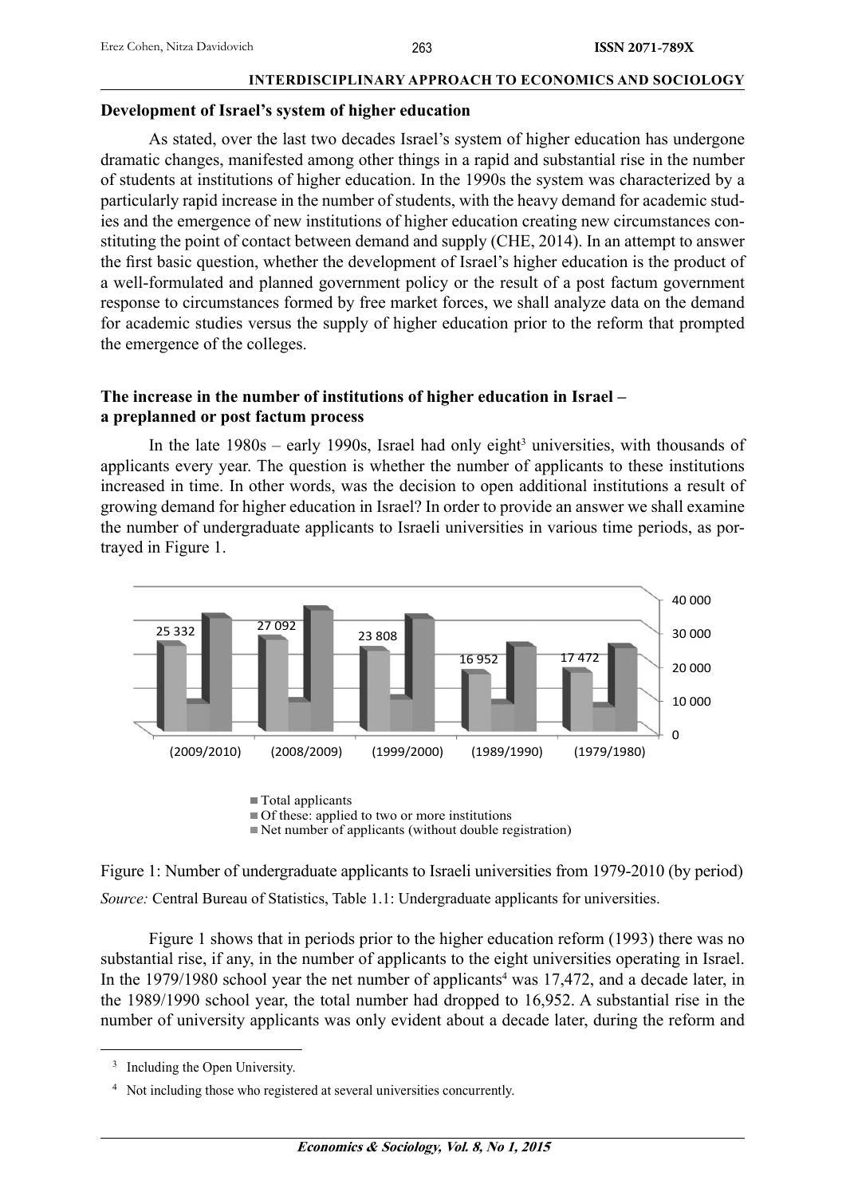## Development of Israel's system of higher education

As stated, over the last two decades Israel's system of higher education has undergone dramatic changes, manifested among other things in a rapid and substantial rise in the number of students at institutions of higher education. In the 1990s the system was characterized by a particularly rapid increase in the number of students, with the heavy demand for academic studies and the emergence of new institutions of higher education creating new circumstances constituting the point of contact between demand and supply (CHE, 2014). In an attempt to answer the first basic question, whether the development of Israel's higher education is the product of a well-formulated and planned government policy or the result of a post factum government response to circumstances formed by free market forces, we shall analyze data on the demand for academic studies versus the supply of higher education prior to the reform that prompted the emergence of the colleges.

## The increase in the number of institutions of higher education in Israel – a preplanned or post factum process

In the late 1980s – early 1990s, Israel had only eight[3] universities, with thousands of applicants every year. The question is whether the number of applicants to these institutions increased in time. In other words, was the decision to open additional institutions a result of growing demand for higher education in Israel? In order to provide an answer we shall examine the number of undergraduate applicants to Israeli universities in various time periods, as portrayed in Figure 1.

| | (2009/2010) | (2008/2009) | (1999/2000) | (1989/1990) | (1979/1980) |
|---|---|---|---|---|---|
| Net number of applicants (without double registration) | 25 332 | 27 092 | 23 808 | 16 952 | 17 472 |

- Total applicants
- Of these: applied to two or more institutions
- Net number of applicants (without double registration)

Figure 1: Number of undergraduate applicants to Israeli universities from 1979-2010 (by period)

*Source:* Central Bureau of Statistics, Table 1.1: Undergraduate applicants for universities.

Figure 1 shows that in periods prior to the higher education reform (1993) there was no substantial rise, if any, in the number of applicants to the eight universities operating in Israel. In the 1979/1980 school year the net number of applicants[4] was 17,472, and a decade later, in the 1989/1990 school year, the total number had dropped to 16,952. A substantial rise in the number of university applicants was only evident about a decade later, during the reform and

[3] Including the Open University.

[4] Not including those who registered at several universities concurrently.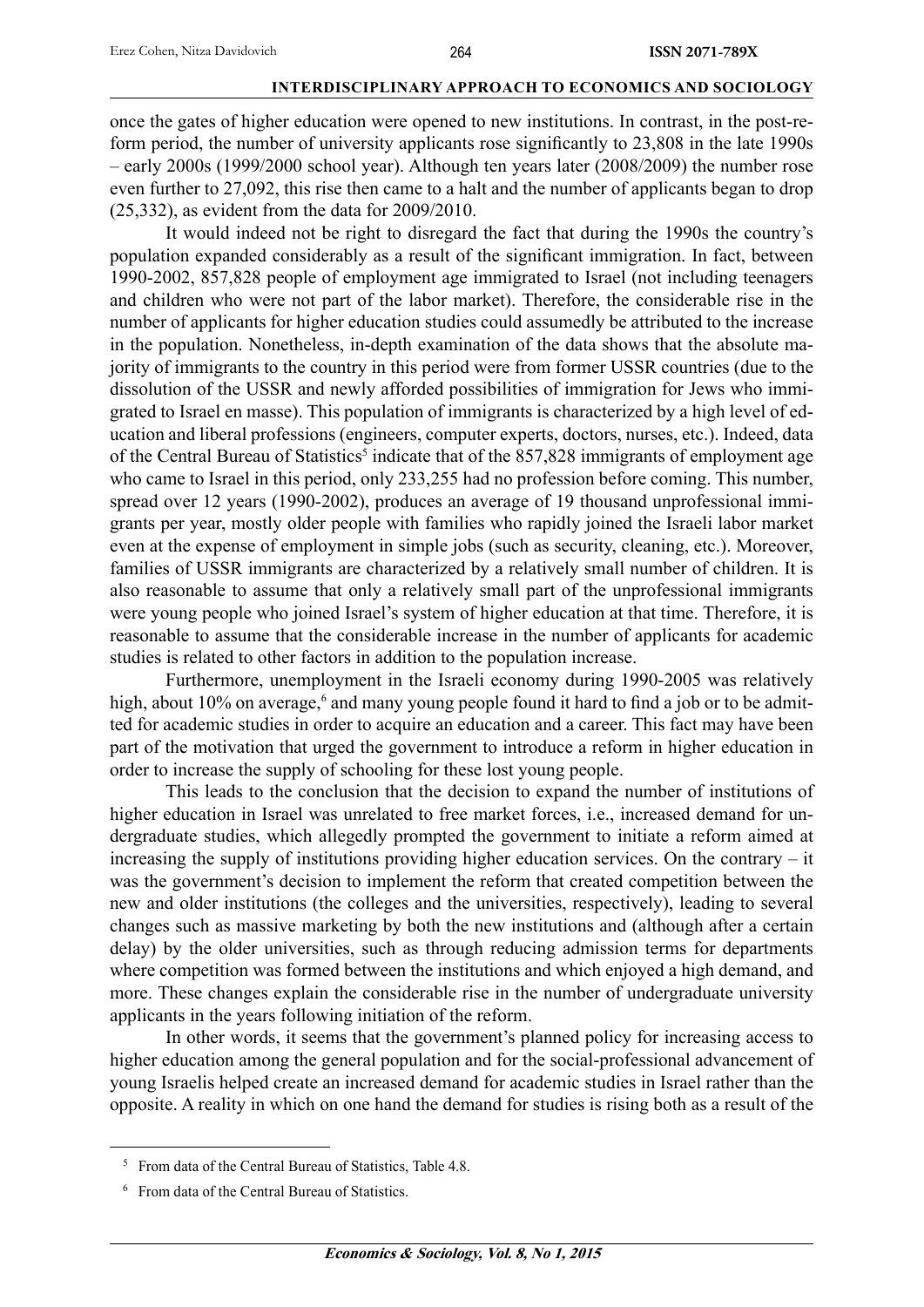once the gates of higher education were opened to new institutions. In contrast, in the post-reform period, the number of university applicants rose significantly to 23,808 in the late 1990s – early 2000s (1999/2000 school year). Although ten years later (2008/2009) the number rose even further to 27,092, this rise then came to a halt and the number of applicants began to drop (25,332), as evident from the data for 2009/2010.

It would indeed not be right to disregard the fact that during the 1990s the country's population expanded considerably as a result of the significant immigration. In fact, between 1990-2002, 857,828 people of employment age immigrated to Israel (not including teenagers and children who were not part of the labor market). Therefore, the considerable rise in the number of applicants for higher education studies could assumedly be attributed to the increase in the population. Nonetheless, in-depth examination of the data shows that the absolute majority of immigrants to the country in this period were from former USSR countries (due to the dissolution of the USSR and newly afforded possibilities of immigration for Jews who immigrated to Israel en masse). This population of immigrants is characterized by a high level of education and liberal professions (engineers, computer experts, doctors, nurses, etc.). Indeed, data of the Central Bureau of Statistics[5] indicate that of the 857,828 immigrants of employment age who came to Israel in this period, only 233,255 had no profession before coming. This number, spread over 12 years (1990-2002), produces an average of 19 thousand unprofessional immigrants per year, mostly older people with families who rapidly joined the Israeli labor market even at the expense of employment in simple jobs (such as security, cleaning, etc.). Moreover, families of USSR immigrants are characterized by a relatively small number of children. It is also reasonable to assume that only a relatively small part of the unprofessional immigrants were young people who joined Israel's system of higher education at that time. Therefore, it is reasonable to assume that the considerable increase in the number of applicants for academic studies is related to other factors in addition to the population increase.

Furthermore, unemployment in the Israeli economy during 1990-2005 was relatively high, about 10% on average,[6] and many young people found it hard to find a job or to be admitted for academic studies in order to acquire an education and a career. This fact may have been part of the motivation that urged the government to introduce a reform in higher education in order to increase the supply of schooling for these lost young people.

This leads to the conclusion that the decision to expand the number of institutions of higher education in Israel was unrelated to free market forces, i.e., increased demand for undergraduate studies, which allegedly prompted the government to initiate a reform aimed at increasing the supply of institutions providing higher education services. On the contrary – it was the government's decision to implement the reform that created competition between the new and older institutions (the colleges and the universities, respectively), leading to several changes such as massive marketing by both the new institutions and (although after a certain delay) by the older universities, such as through reducing admission terms for departments where competition was formed between the institutions and which enjoyed a high demand, and more. These changes explain the considerable rise in the number of undergraduate university applicants in the years following initiation of the reform.

In other words, it seems that the government's planned policy for increasing access to higher education among the general population and for the social-professional advancement of young Israelis helped create an increased demand for academic studies in Israel rather than the opposite. A reality in which on one hand the demand for studies is rising both as a result of the

---

[5] From data of the Central Bureau of Statistics, Table 4.8.

[6] From data of the Central Bureau of Statistics.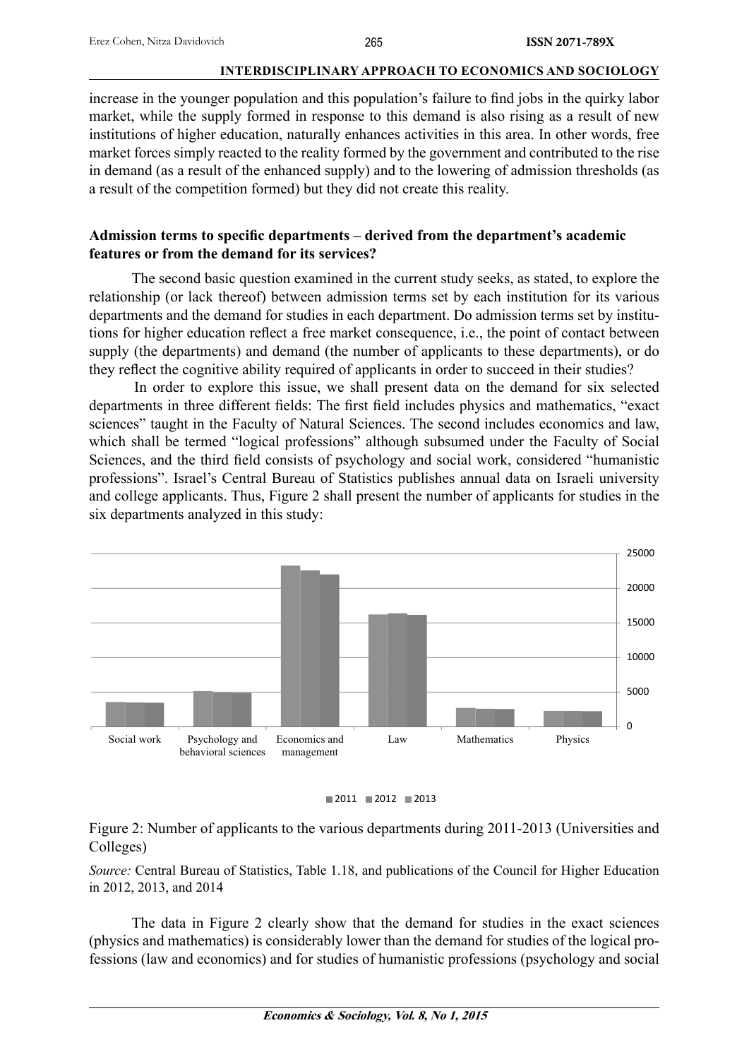increase in the younger population and this population's failure to find jobs in the quirky labor market, while the supply formed in response to this demand is also rising as a result of new institutions of higher education, naturally enhances activities in this area. In other words, free market forces simply reacted to the reality formed by the government and contributed to the rise in demand (as a result of the enhanced supply) and to the lowering of admission thresholds (as a result of the competition formed) but they did not create this reality.

**Admission terms to specific departments – derived from the department's academic features or from the demand for its services?**

The second basic question examined in the current study seeks, as stated, to explore the relationship (or lack thereof) between admission terms set by each institution for its various departments and the demand for studies in each department. Do admission terms set by institutions for higher education reflect a free market consequence, i.e., the point of contact between supply (the departments) and demand (the number of applicants to these departments), or do they reflect the cognitive ability required of applicants in order to succeed in their studies?

In order to explore this issue, we shall present data on the demand for six selected departments in three different fields: The first field includes physics and mathematics, "exact sciences" taught in the Faculty of Natural Sciences. The second includes economics and law, which shall be termed "logical professions" although subsumed under the Faculty of Social Sciences, and the third field consists of psychology and social work, considered "humanistic professions". Israel's Central Bureau of Statistics publishes annual data on Israeli university and college applicants. Thus, Figure 2 shall present the number of applicants for studies in the six departments analyzed in this study:

Figure 2: Number of applicants to the various departments during 2011-2013 (Universities and Colleges)

*Source:* Central Bureau of Statistics, Table 1.18, and publications of the Council for Higher Education in 2012, 2013, and 2014

The data in Figure 2 clearly show that the demand for studies in the exact sciences (physics and mathematics) is considerably lower than the demand for studies of the logical professions (law and economics) and for studies of humanistic professions (psychology and social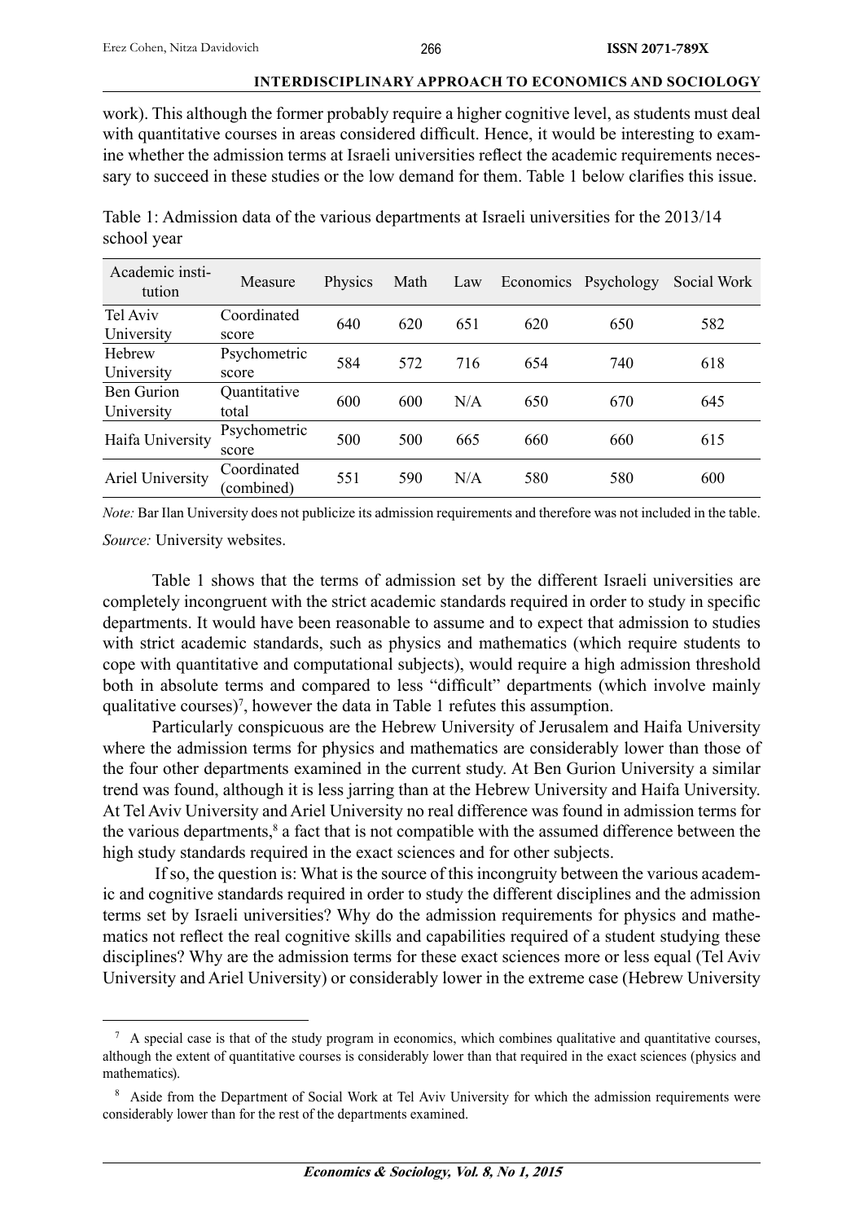work). This although the former probably require a higher cognitive level, as students must deal with quantitative courses in areas considered difficult. Hence, it would be interesting to examine whether the admission terms at Israeli universities reflect the academic requirements necessary to succeed in these studies or the low demand for them. Table 1 below clarifies this issue.

Table 1: Admission data of the various departments at Israeli universities for the 2013/14 school year

| Academic institution | Measure | Physics | Math | Law | Economics | Psychology | Social Work |
|---|---|---|---|---|---|---|---|
| Tel Aviv University | Coordinated score | 640 | 620 | 651 | 620 | 650 | 582 |
| Hebrew University | Psychometric score | 584 | 572 | 716 | 654 | 740 | 618 |
| Ben Gurion University | Quantitative total | 600 | 600 | N/A | 650 | 670 | 645 |
| Haifa University | Psychometric score | 500 | 500 | 665 | 660 | 660 | 615 |
| Ariel University | Coordinated (combined) | 551 | 590 | N/A | 580 | 580 | 600 |

*Note:* Bar Ilan University does not publicize its admission requirements and therefore was not included in the table.

*Source:* University websites.

Table 1 shows that the terms of admission set by the different Israeli universities are completely incongruent with the strict academic standards required in order to study in specific departments. It would have been reasonable to assume and to expect that admission to studies with strict academic standards, such as physics and mathematics (which require students to cope with quantitative and computational subjects), would require a high admission threshold both in absolute terms and compared to less "difficult" departments (which involve mainly qualitative courses)[7], however the data in Table 1 refutes this assumption.

Particularly conspicuous are the Hebrew University of Jerusalem and Haifa University where the admission terms for physics and mathematics are considerably lower than those of the four other departments examined in the current study. At Ben Gurion University a similar trend was found, although it is less jarring than at the Hebrew University and Haifa University. At Tel Aviv University and Ariel University no real difference was found in admission terms for the various departments,[8] a fact that is not compatible with the assumed difference between the high study standards required in the exact sciences and for other subjects.

If so, the question is: What is the source of this incongruity between the various academic and cognitive standards required in order to study the different disciplines and the admission terms set by Israeli universities? Why do the admission requirements for physics and mathematics not reflect the real cognitive skills and capabilities required of a student studying these disciplines? Why are the admission terms for these exact sciences more or less equal (Tel Aviv University and Ariel University) or considerably lower in the extreme case (Hebrew University

[7] A special case is that of the study program in economics, which combines qualitative and quantitative courses, although the extent of quantitative courses is considerably lower than that required in the exact sciences (physics and mathematics).

[8] Aside from the Department of Social Work at Tel Aviv University for which the admission requirements were considerably lower than for the rest of the departments examined.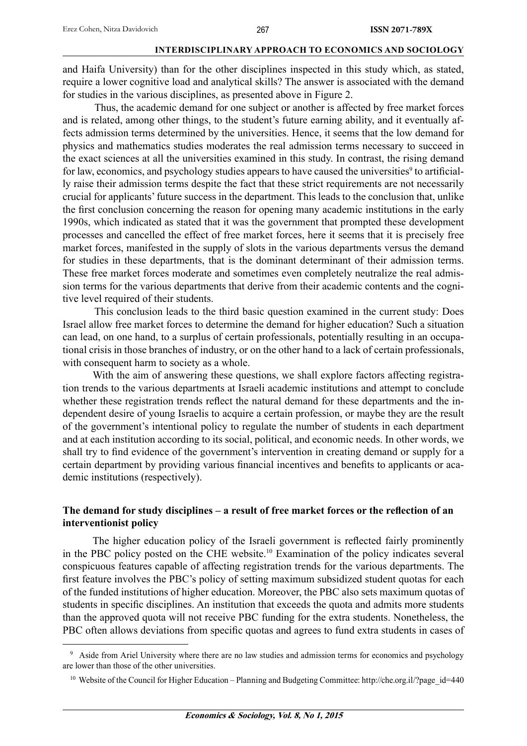and Haifa University) than for the other disciplines inspected in this study which, as stated, require a lower cognitive load and analytical skills? The answer is associated with the demand for studies in the various disciplines, as presented above in Figure 2.

Thus, the academic demand for one subject or another is affected by free market forces and is related, among other things, to the student's future earning ability, and it eventually affects admission terms determined by the universities. Hence, it seems that the low demand for physics and mathematics studies moderates the real admission terms necessary to succeed in the exact sciences at all the universities examined in this study. In contrast, the rising demand for law, economics, and psychology studies appears to have caused the universities[9] to artificially raise their admission terms despite the fact that these strict requirements are not necessarily crucial for applicants' future success in the department. This leads to the conclusion that, unlike the first conclusion concerning the reason for opening many academic institutions in the early 1990s, which indicated as stated that it was the government that prompted these development processes and cancelled the effect of free market forces, here it seems that it is precisely free market forces, manifested in the supply of slots in the various departments versus the demand for studies in these departments, that is the dominant determinant of their admission terms. These free market forces moderate and sometimes even completely neutralize the real admission terms for the various departments that derive from their academic contents and the cognitive level required of their students.

This conclusion leads to the third basic question examined in the current study: Does Israel allow free market forces to determine the demand for higher education? Such a situation can lead, on one hand, to a surplus of certain professionals, potentially resulting in an occupational crisis in those branches of industry, or on the other hand to a lack of certain professionals, with consequent harm to society as a whole.

With the aim of answering these questions, we shall explore factors affecting registration trends to the various departments at Israeli academic institutions and attempt to conclude whether these registration trends reflect the natural demand for these departments and the independent desire of young Israelis to acquire a certain profession, or maybe they are the result of the government's intentional policy to regulate the number of students in each department and at each institution according to its social, political, and economic needs. In other words, we shall try to find evidence of the government's intervention in creating demand or supply for a certain department by providing various financial incentives and benefits to applicants or academic institutions (respectively).

### The demand for study disciplines – a result of free market forces or the reflection of an interventionist policy

The higher education policy of the Israeli government is reflected fairly prominently in the PBC policy posted on the CHE website.[10] Examination of the policy indicates several conspicuous features capable of affecting registration trends for the various departments. The first feature involves the PBC's policy of setting maximum subsidized student quotas for each of the funded institutions of higher education. Moreover, the PBC also sets maximum quotas of students in specific disciplines. An institution that exceeds the quota and admits more students than the approved quota will not receive PBC funding for the extra students. Nonetheless, the PBC often allows deviations from specific quotas and agrees to fund extra students in cases of

---

[9] Aside from Ariel University where there are no law studies and admission terms for economics and psychology are lower than those of the other universities.

[10] Website of the Council for Higher Education – Planning and Budgeting Committee: http://che.org.il/?page_id=440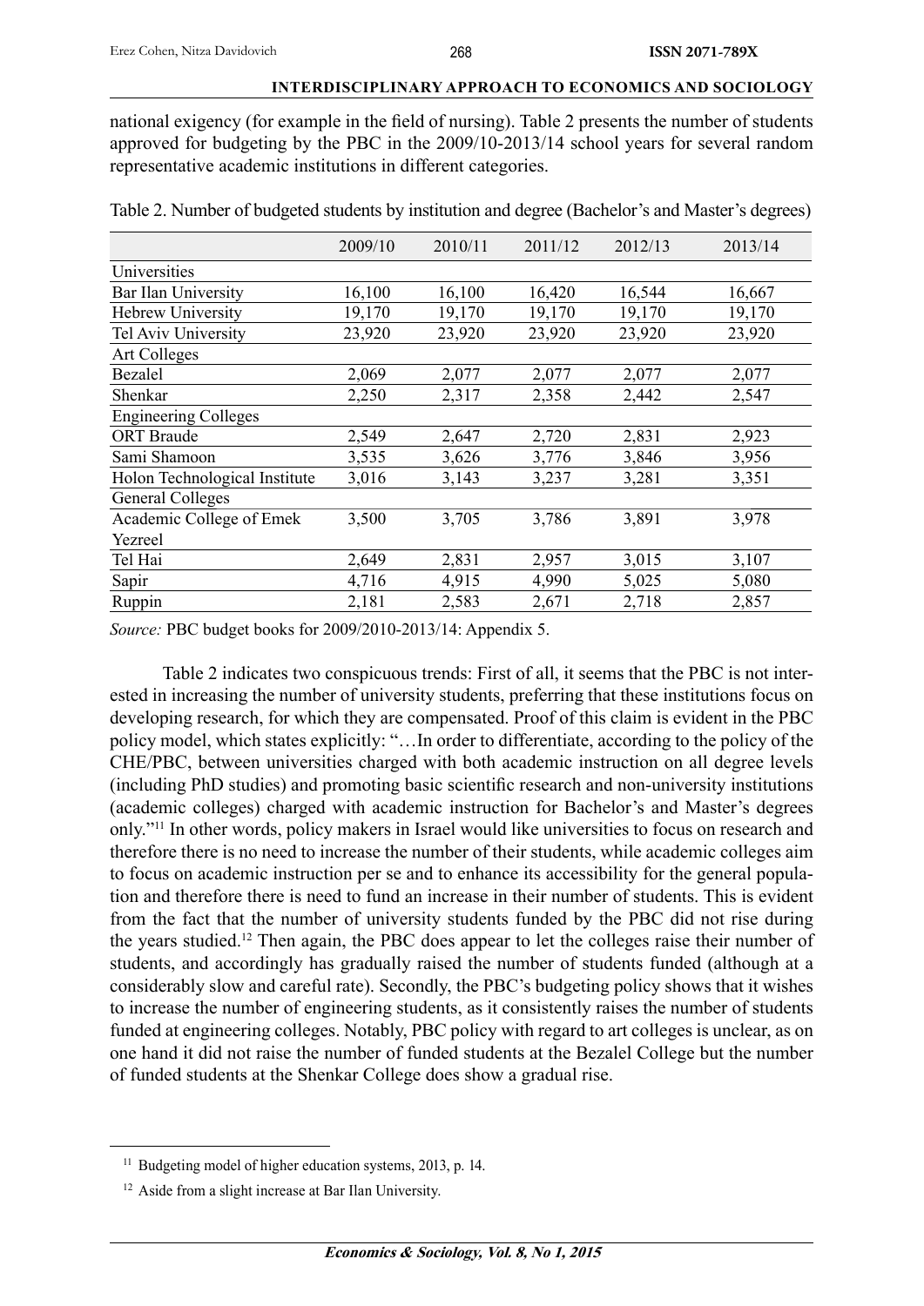national exigency (for example in the field of nursing). Table 2 presents the number of students approved for budgeting by the PBC in the 2009/10-2013/14 school years for several random representative academic institutions in different categories.

Table 2. Number of budgeted students by institution and degree (Bachelor's and Master's degrees)

| | 2009/10 | 2010/11 | 2011/12 | 2012/13 | 2013/14 |
|---|---|---|---|---|---|
| Universities | | | | | |
| Bar Ilan University | 16,100 | 16,100 | 16,420 | 16,544 | 16,667 |
| Hebrew University | 19,170 | 19,170 | 19,170 | 19,170 | 19,170 |
| Tel Aviv University | 23,920 | 23,920 | 23,920 | 23,920 | 23,920 |
| Art Colleges | | | | | |
| Bezalel | 2,069 | 2,077 | 2,077 | 2,077 | 2,077 |
| Shenkar | 2,250 | 2,317 | 2,358 | 2,442 | 2,547 |
| Engineering Colleges | | | | | |
| ORT Braude | 2,549 | 2,647 | 2,720 | 2,831 | 2,923 |
| Sami Shamoon | 3,535 | 3,626 | 3,776 | 3,846 | 3,956 |
| Holon Technological Institute | 3,016 | 3,143 | 3,237 | 3,281 | 3,351 |
| General Colleges | | | | | |
| Academic College of Emek Yezreel | 3,500 | 3,705 | 3,786 | 3,891 | 3,978 |
| Tel Hai | 2,649 | 2,831 | 2,957 | 3,015 | 3,107 |
| Sapir | 4,716 | 4,915 | 4,990 | 5,025 | 5,080 |
| Ruppin | 2,181 | 2,583 | 2,671 | 2,718 | 2,857 |

*Source:* PBC budget books for 2009/2010-2013/14: Appendix 5.

Table 2 indicates two conspicuous trends: First of all, it seems that the PBC is not interested in increasing the number of university students, preferring that these institutions focus on developing research, for which they are compensated. Proof of this claim is evident in the PBC policy model, which states explicitly: "…In order to differentiate, according to the policy of the CHE/PBC, between universities charged with both academic instruction on all degree levels (including PhD studies) and promoting basic scientific research and non-university institutions (academic colleges) charged with academic instruction for Bachelor's and Master's degrees only."[11] In other words, policy makers in Israel would like universities to focus on research and therefore there is no need to increase the number of their students, while academic colleges aim to focus on academic instruction per se and to enhance its accessibility for the general population and therefore there is need to fund an increase in their number of students. This is evident from the fact that the number of university students funded by the PBC did not rise during the years studied.[12] Then again, the PBC does appear to let the colleges raise their number of students, and accordingly has gradually raised the number of students funded (although at a considerably slow and careful rate). Secondly, the PBC's budgeting policy shows that it wishes to increase the number of engineering students, as it consistently raises the number of students funded at engineering colleges. Notably, PBC policy with regard to art colleges is unclear, as on one hand it did not raise the number of funded students at the Bezalel College but the number of funded students at the Shenkar College does show a gradual rise.

[11] Budgeting model of higher education systems, 2013, p. 14.

[12] Aside from a slight increase at Bar Ilan University.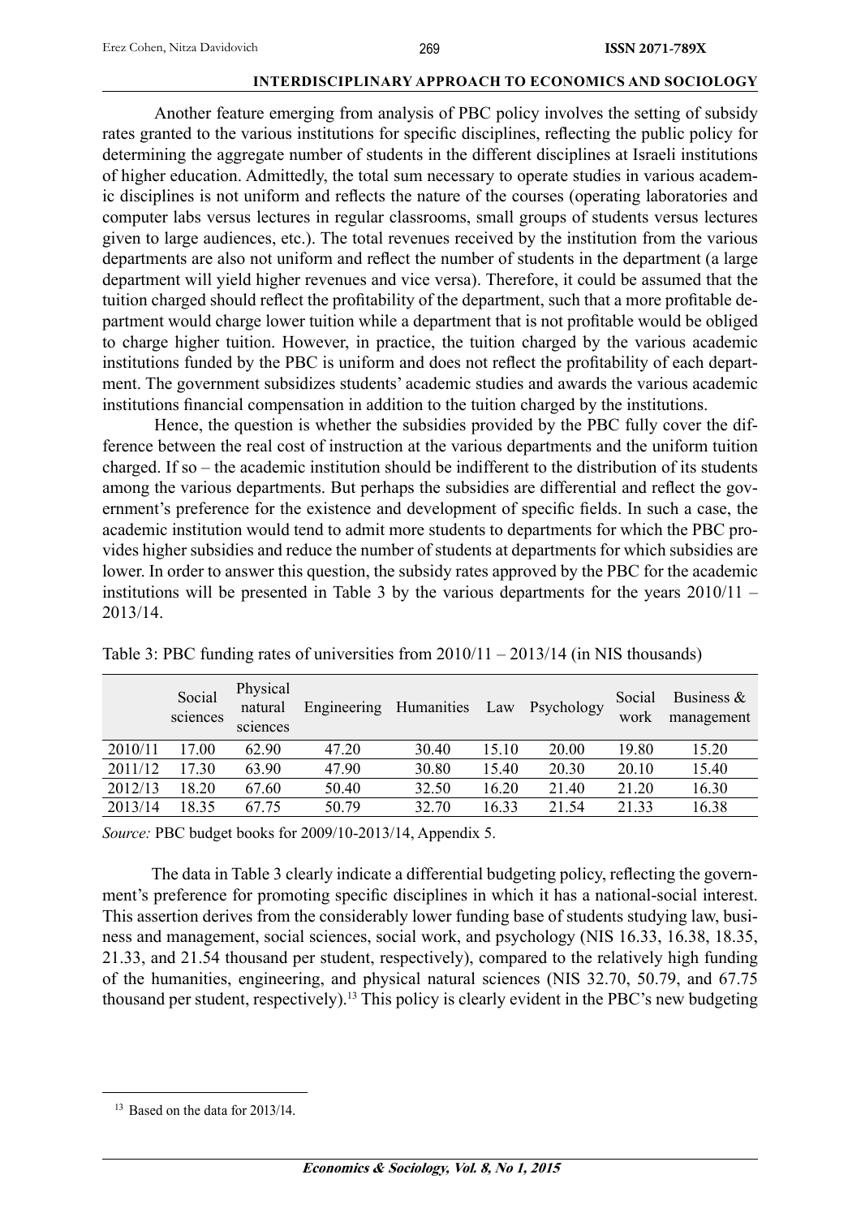Another feature emerging from analysis of PBC policy involves the setting of subsidy rates granted to the various institutions for specific disciplines, reflecting the public policy for determining the aggregate number of students in the different disciplines at Israeli institutions of higher education. Admittedly, the total sum necessary to operate studies in various academic disciplines is not uniform and reflects the nature of the courses (operating laboratories and computer labs versus lectures in regular classrooms, small groups of students versus lectures given to large audiences, etc.). The total revenues received by the institution from the various departments are also not uniform and reflect the number of students in the department (a large department will yield higher revenues and vice versa). Therefore, it could be assumed that the tuition charged should reflect the profitability of the department, such that a more profitable department would charge lower tuition while a department that is not profitable would be obliged to charge higher tuition. However, in practice, the tuition charged by the various academic institutions funded by the PBC is uniform and does not reflect the profitability of each department. The government subsidizes students' academic studies and awards the various academic institutions financial compensation in addition to the tuition charged by the institutions.

Hence, the question is whether the subsidies provided by the PBC fully cover the difference between the real cost of instruction at the various departments and the uniform tuition charged. If so – the academic institution should be indifferent to the distribution of its students among the various departments. But perhaps the subsidies are differential and reflect the government's preference for the existence and development of specific fields. In such a case, the academic institution would tend to admit more students to departments for which the PBC provides higher subsidies and reduce the number of students at departments for which subsidies are lower. In order to answer this question, the subsidy rates approved by the PBC for the academic institutions will be presented in Table 3 by the various departments for the years 2010/11 – 2013/14.

Table 3: PBC funding rates of universities from 2010/11 – 2013/14 (in NIS thousands)

| | Social sciences | Physical natural sciences | Engineering | Humanities | Law | Psychology | Social work | Business & management |
|---|---|---|---|---|---|---|---|---|
| 2010/11 | 17.00 | 62.90 | 47.20 | 30.40 | 15.10 | 20.00 | 19.80 | 15.20 |
| 2011/12 | 17.30 | 63.90 | 47.90 | 30.80 | 15.40 | 20.30 | 20.10 | 15.40 |
| 2012/13 | 18.20 | 67.60 | 50.40 | 32.50 | 16.20 | 21.40 | 21.20 | 16.30 |
| 2013/14 | 18.35 | 67.75 | 50.79 | 32.70 | 16.33 | 21.54 | 21.33 | 16.38 |

*Source:* PBC budget books for 2009/10-2013/14, Appendix 5.

The data in Table 3 clearly indicate a differential budgeting policy, reflecting the government's preference for promoting specific disciplines in which it has a national-social interest. This assertion derives from the considerably lower funding base of students studying law, business and management, social sciences, social work, and psychology (NIS 16.33, 16.38, 18.35, 21.33, and 21.54 thousand per student, respectively), compared to the relatively high funding of the humanities, engineering, and physical natural sciences (NIS 32.70, 50.79, and 67.75 thousand per student, respectively).[13] This policy is clearly evident in the PBC's new budgeting

[13] Based on the data for 2013/14.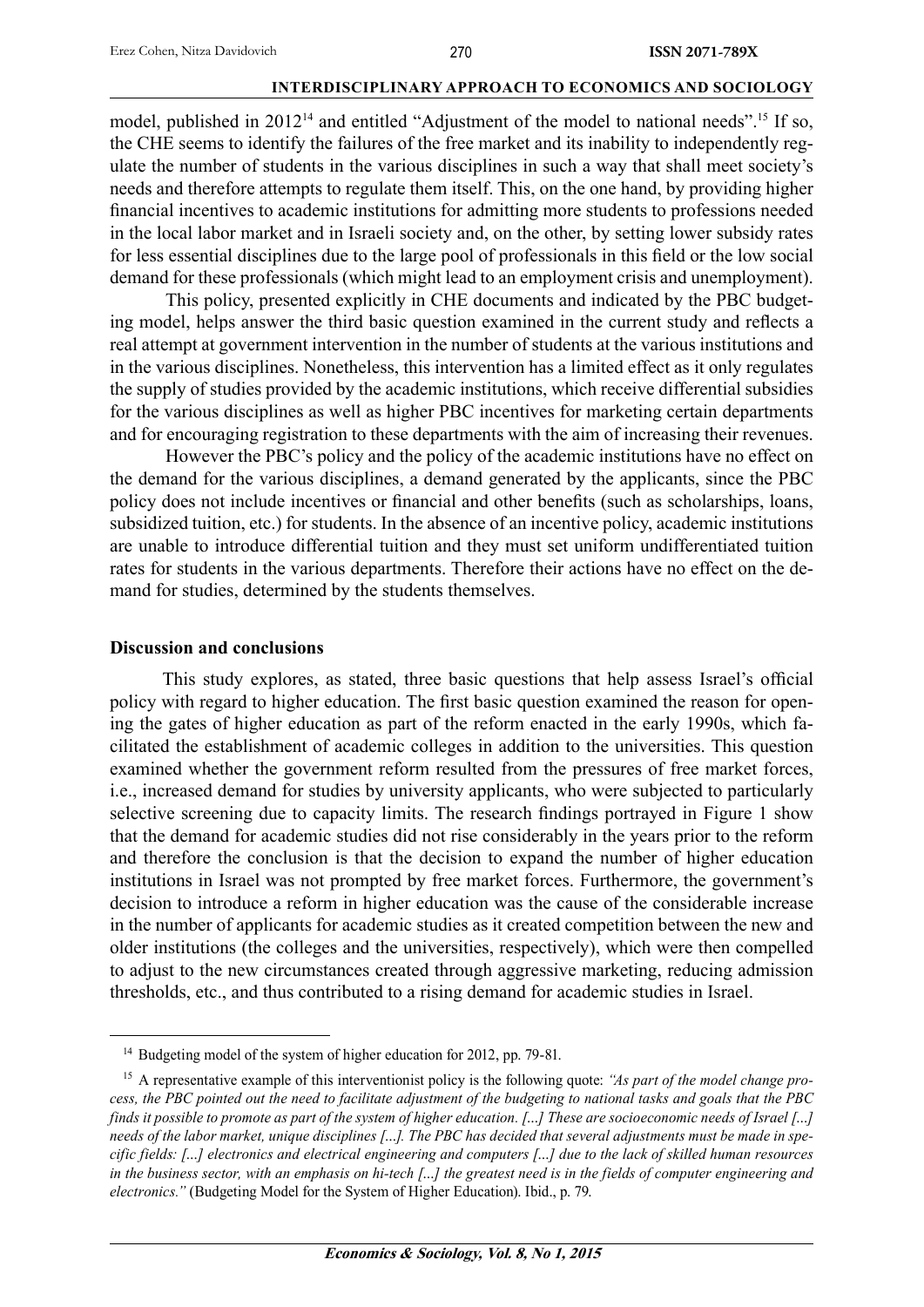model, published in 2012[14] and entitled "Adjustment of the model to national needs".[15] If so, the CHE seems to identify the failures of the free market and its inability to independently regulate the number of students in the various disciplines in such a way that shall meet society's needs and therefore attempts to regulate them itself. This, on the one hand, by providing higher financial incentives to academic institutions for admitting more students to professions needed in the local labor market and in Israeli society and, on the other, by setting lower subsidy rates for less essential disciplines due to the large pool of professionals in this field or the low social demand for these professionals (which might lead to an employment crisis and unemployment).

This policy, presented explicitly in CHE documents and indicated by the PBC budgeting model, helps answer the third basic question examined in the current study and reflects a real attempt at government intervention in the number of students at the various institutions and in the various disciplines. Nonetheless, this intervention has a limited effect as it only regulates the supply of studies provided by the academic institutions, which receive differential subsidies for the various disciplines as well as higher PBC incentives for marketing certain departments and for encouraging registration to these departments with the aim of increasing their revenues.

However the PBC's policy and the policy of the academic institutions have no effect on the demand for the various disciplines, a demand generated by the applicants, since the PBC policy does not include incentives or financial and other benefits (such as scholarships, loans, subsidized tuition, etc.) for students. In the absence of an incentive policy, academic institutions are unable to introduce differential tuition and they must set uniform undifferentiated tuition rates for students in the various departments. Therefore their actions have no effect on the demand for studies, determined by the students themselves.

## Discussion and conclusions

This study explores, as stated, three basic questions that help assess Israel's official policy with regard to higher education. The first basic question examined the reason for opening the gates of higher education as part of the reform enacted in the early 1990s, which facilitated the establishment of academic colleges in addition to the universities. This question examined whether the government reform resulted from the pressures of free market forces, i.e., increased demand for studies by university applicants, who were subjected to particularly selective screening due to capacity limits. The research findings portrayed in Figure 1 show that the demand for academic studies did not rise considerably in the years prior to the reform and therefore the conclusion is that the decision to expand the number of higher education institutions in Israel was not prompted by free market forces. Furthermore, the government's decision to introduce a reform in higher education was the cause of the considerable increase in the number of applicants for academic studies as it created competition between the new and older institutions (the colleges and the universities, respectively), which were then compelled to adjust to the new circumstances created through aggressive marketing, reducing admission thresholds, etc., and thus contributed to a rising demand for academic studies in Israel.

---

[14] Budgeting model of the system of higher education for 2012, pp. 79-81.

[15] A representative example of this interventionist policy is the following quote: *"As part of the model change process, the PBC pointed out the need to facilitate adjustment of the budgeting to national tasks and goals that the PBC finds it possible to promote as part of the system of higher education. [...] These are socioeconomic needs of Israel [...] needs of the labor market, unique disciplines [...]. The PBC has decided that several adjustments must be made in specific fields: [...] electronics and electrical engineering and computers [...] due to the lack of skilled human resources in the business sector, with an emphasis on hi-tech [...] the greatest need is in the fields of computer engineering and electronics."* (Budgeting Model for the System of Higher Education). Ibid., p. 79.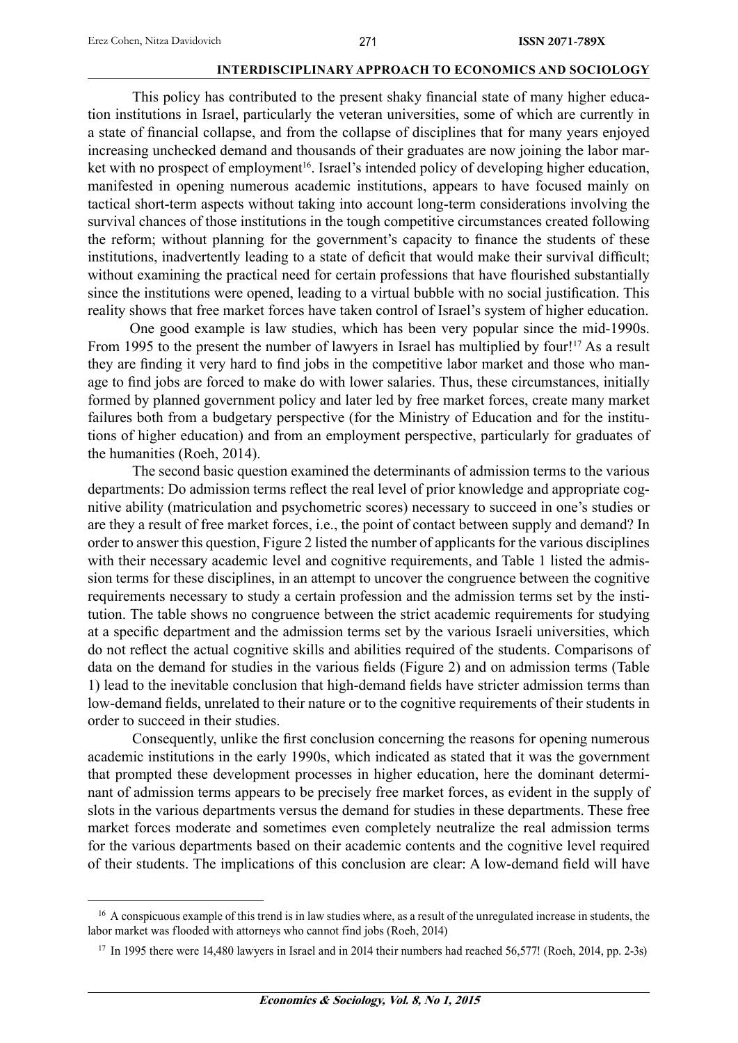This policy has contributed to the present shaky financial state of many higher education institutions in Israel, particularly the veteran universities, some of which are currently in a state of financial collapse, and from the collapse of disciplines that for many years enjoyed increasing unchecked demand and thousands of their graduates are now joining the labor market with no prospect of employment[16]. Israel's intended policy of developing higher education, manifested in opening numerous academic institutions, appears to have focused mainly on tactical short-term aspects without taking into account long-term considerations involving the survival chances of those institutions in the tough competitive circumstances created following the reform; without planning for the government's capacity to finance the students of these institutions, inadvertently leading to a state of deficit that would make their survival difficult; without examining the practical need for certain professions that have flourished substantially since the institutions were opened, leading to a virtual bubble with no social justification. This reality shows that free market forces have taken control of Israel's system of higher education.

One good example is law studies, which has been very popular since the mid-1990s. From 1995 to the present the number of lawyers in Israel has multiplied by four![17] As a result they are finding it very hard to find jobs in the competitive labor market and those who manage to find jobs are forced to make do with lower salaries. Thus, these circumstances, initially formed by planned government policy and later led by free market forces, create many market failures both from a budgetary perspective (for the Ministry of Education and for the institutions of higher education) and from an employment perspective, particularly for graduates of the humanities (Roeh, 2014).

The second basic question examined the determinants of admission terms to the various departments: Do admission terms reflect the real level of prior knowledge and appropriate cognitive ability (matriculation and psychometric scores) necessary to succeed in one's studies or are they a result of free market forces, i.e., the point of contact between supply and demand? In order to answer this question, Figure 2 listed the number of applicants for the various disciplines with their necessary academic level and cognitive requirements, and Table 1 listed the admission terms for these disciplines, in an attempt to uncover the congruence between the cognitive requirements necessary to study a certain profession and the admission terms set by the institution. The table shows no congruence between the strict academic requirements for studying at a specific department and the admission terms set by the various Israeli universities, which do not reflect the actual cognitive skills and abilities required of the students. Comparisons of data on the demand for studies in the various fields (Figure 2) and on admission terms (Table 1) lead to the inevitable conclusion that high-demand fields have stricter admission terms than low-demand fields, unrelated to their nature or to the cognitive requirements of their students in order to succeed in their studies.

Consequently, unlike the first conclusion concerning the reasons for opening numerous academic institutions in the early 1990s, which indicated as stated that it was the government that prompted these development processes in higher education, here the dominant determinant of admission terms appears to be precisely free market forces, as evident in the supply of slots in the various departments versus the demand for studies in these departments. These free market forces moderate and sometimes even completely neutralize the real admission terms for the various departments based on their academic contents and the cognitive level required of their students. The implications of this conclusion are clear: A low-demand field will have

---

[16] A conspicuous example of this trend is in law studies where, as a result of the unregulated increase in students, the labor market was flooded with attorneys who cannot find jobs (Roeh, 2014)

[17] In 1995 there were 14,480 lawyers in Israel and in 2014 their numbers had reached 56,577! (Roeh, 2014, pp. 2-3s)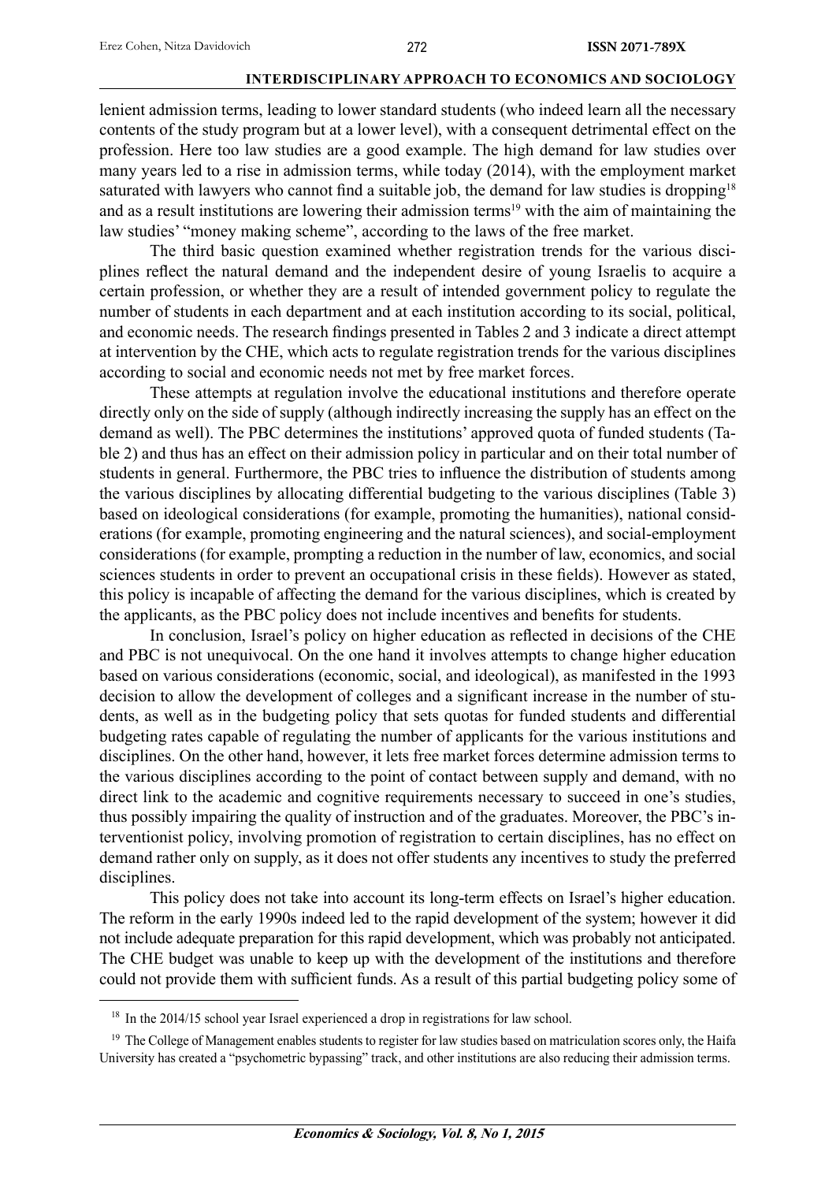lenient admission terms, leading to lower standard students (who indeed learn all the necessary contents of the study program but at a lower level), with a consequent detrimental effect on the profession. Here too law studies are a good example. The high demand for law studies over many years led to a rise in admission terms, while today (2014), with the employment market saturated with lawyers who cannot find a suitable job, the demand for law studies is dropping[18] and as a result institutions are lowering their admission terms[19] with the aim of maintaining the law studies' "money making scheme", according to the laws of the free market.

The third basic question examined whether registration trends for the various disciplines reflect the natural demand and the independent desire of young Israelis to acquire a certain profession, or whether they are a result of intended government policy to regulate the number of students in each department and at each institution according to its social, political, and economic needs. The research findings presented in Tables 2 and 3 indicate a direct attempt at intervention by the CHE, which acts to regulate registration trends for the various disciplines according to social and economic needs not met by free market forces.

These attempts at regulation involve the educational institutions and therefore operate directly only on the side of supply (although indirectly increasing the supply has an effect on the demand as well). The PBC determines the institutions' approved quota of funded students (Table 2) and thus has an effect on their admission policy in particular and on their total number of students in general. Furthermore, the PBC tries to influence the distribution of students among the various disciplines by allocating differential budgeting to the various disciplines (Table 3) based on ideological considerations (for example, promoting the humanities), national considerations (for example, promoting engineering and the natural sciences), and social-employment considerations (for example, prompting a reduction in the number of law, economics, and social sciences students in order to prevent an occupational crisis in these fields). However as stated, this policy is incapable of affecting the demand for the various disciplines, which is created by the applicants, as the PBC policy does not include incentives and benefits for students.

In conclusion, Israel's policy on higher education as reflected in decisions of the CHE and PBC is not unequivocal. On the one hand it involves attempts to change higher education based on various considerations (economic, social, and ideological), as manifested in the 1993 decision to allow the development of colleges and a significant increase in the number of students, as well as in the budgeting policy that sets quotas for funded students and differential budgeting rates capable of regulating the number of applicants for the various institutions and disciplines. On the other hand, however, it lets free market forces determine admission terms to the various disciplines according to the point of contact between supply and demand, with no direct link to the academic and cognitive requirements necessary to succeed in one's studies, thus possibly impairing the quality of instruction and of the graduates. Moreover, the PBC's interventionist policy, involving promotion of registration to certain disciplines, has no effect on demand rather only on supply, as it does not offer students any incentives to study the preferred disciplines.

This policy does not take into account its long-term effects on Israel's higher education. The reform in the early 1990s indeed led to the rapid development of the system; however it did not include adequate preparation for this rapid development, which was probably not anticipated. The CHE budget was unable to keep up with the development of the institutions and therefore could not provide them with sufficient funds. As a result of this partial budgeting policy some of

---

[18] In the 2014/15 school year Israel experienced a drop in registrations for law school.

[19] The College of Management enables students to register for law studies based on matriculation scores only, the Haifa University has created a "psychometric bypassing" track, and other institutions are also reducing their admission terms.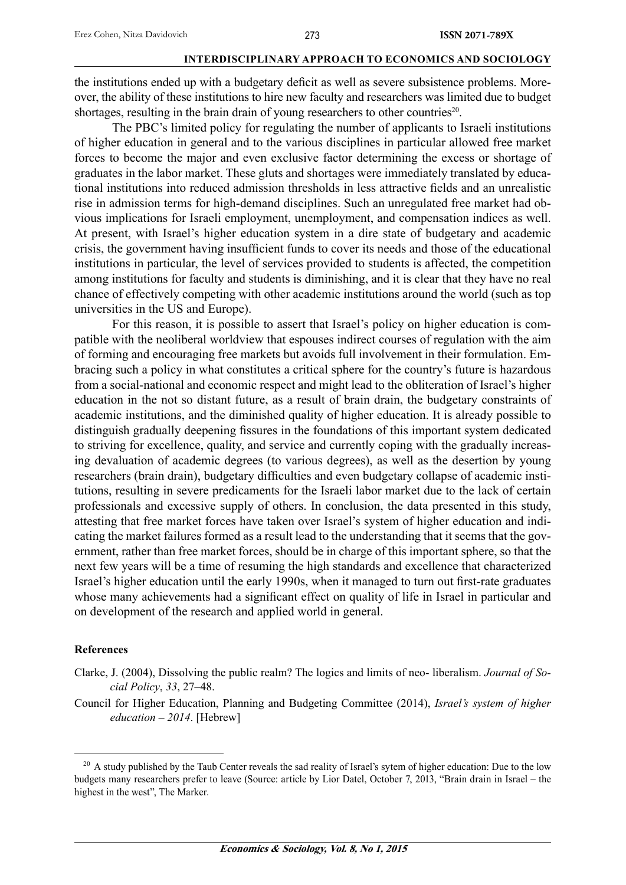the institutions ended up with a budgetary deficit as well as severe subsistence problems. Moreover, the ability of these institutions to hire new faculty and researchers was limited due to budget shortages, resulting in the brain drain of young researchers to other countries[20].

The PBC's limited policy for regulating the number of applicants to Israeli institutions of higher education in general and to the various disciplines in particular allowed free market forces to become the major and even exclusive factor determining the excess or shortage of graduates in the labor market. These gluts and shortages were immediately translated by educational institutions into reduced admission thresholds in less attractive fields and an unrealistic rise in admission terms for high-demand disciplines. Such an unregulated free market had obvious implications for Israeli employment, unemployment, and compensation indices as well. At present, with Israel's higher education system in a dire state of budgetary and academic crisis, the government having insufficient funds to cover its needs and those of the educational institutions in particular, the level of services provided to students is affected, the competition among institutions for faculty and students is diminishing, and it is clear that they have no real chance of effectively competing with other academic institutions around the world (such as top universities in the US and Europe).

For this reason, it is possible to assert that Israel's policy on higher education is compatible with the neoliberal worldview that espouses indirect courses of regulation with the aim of forming and encouraging free markets but avoids full involvement in their formulation. Embracing such a policy in what constitutes a critical sphere for the country's future is hazardous from a social-national and economic respect and might lead to the obliteration of Israel's higher education in the not so distant future, as a result of brain drain, the budgetary constraints of academic institutions, and the diminished quality of higher education. It is already possible to distinguish gradually deepening fissures in the foundations of this important system dedicated to striving for excellence, quality, and service and currently coping with the gradually increasing devaluation of academic degrees (to various degrees), as well as the desertion by young researchers (brain drain), budgetary difficulties and even budgetary collapse of academic institutions, resulting in severe predicaments for the Israeli labor market due to the lack of certain professionals and excessive supply of others. In conclusion, the data presented in this study, attesting that free market forces have taken over Israel's system of higher education and indicating the market failures formed as a result lead to the understanding that it seems that the government, rather than free market forces, should be in charge of this important sphere, so that the next few years will be a time of resuming the high standards and excellence that characterized Israel's higher education until the early 1990s, when it managed to turn out first-rate graduates whose many achievements had a significant effect on quality of life in Israel in particular and on development of the research and applied world in general.

**References**

Clarke, J. (2004), Dissolving the public realm? The logics and limits of neo- liberalism. *Journal of Social Policy*, *33*, 27–48.

Council for Higher Education, Planning and Budgeting Committee (2014), *Israel's system of higher education – 2014*. [Hebrew]

---

[20] A study published by the Taub Center reveals the sad reality of Israel's sytem of higher education: Due to the low budgets many researchers prefer to leave (Source: article by Lior Datel, October 7, 2013, "Brain drain in Israel – the highest in the west", The Marker.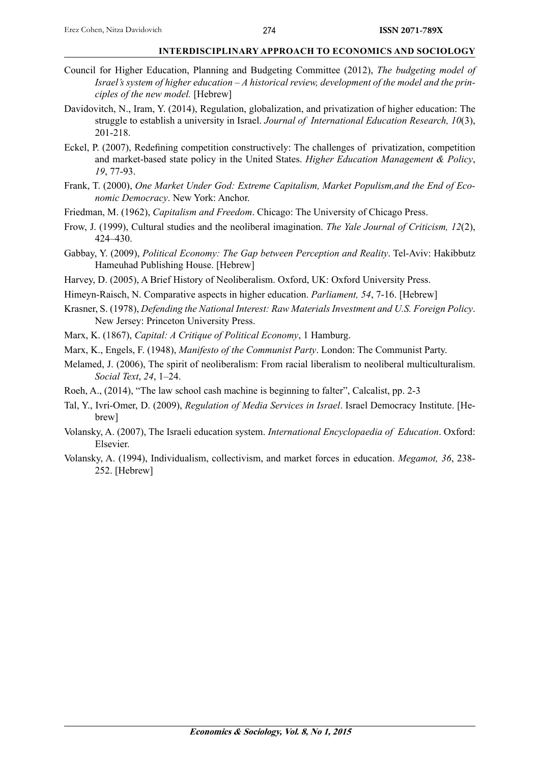Council for Higher Education, Planning and Budgeting Committee (2012), *The budgeting model of Israel's system of higher education – A historical review, development of the model and the principles of the new model.* [Hebrew]

Davidovitch, N., Iram, Y. (2014), Regulation, globalization, and privatization of higher education: The struggle to establish a university in Israel. *Journal of International Education Research, 10*(3), 201-218.

Eckel, P. (2007), Redefining competition constructively: The challenges of privatization, competition and market-based state policy in the United States. *Higher Education Management & Policy*, *19*, 77-93.

Frank, T. (2000), *One Market Under God: Extreme Capitalism, Market Populism,and the End of Economic Democracy*. New York: Anchor.

Friedman, M. (1962), *Capitalism and Freedom*. Chicago: The University of Chicago Press.

Frow, J. (1999), Cultural studies and the neoliberal imagination. *The Yale Journal of Criticism, 12*(2), 424–430.

Gabbay, Y. (2009), *Political Economy: The Gap between Perception and Reality*. Tel-Aviv: Hakibbutz Hameuhad Publishing House. [Hebrew]

Harvey, D. (2005), A Brief History of Neoliberalism. Oxford, UK: Oxford University Press.

Himeyn-Raisch, N. Comparative aspects in higher education. *Parliament, 54*, 7-16. [Hebrew]

Krasner, S. (1978), *Defending the National Interest: Raw Materials Investment and U.S. Foreign Policy*. New Jersey: Princeton University Press.

Marx, K. (1867), *Capital: A Critique of Political Economy*, 1 Hamburg.

Marx, K., Engels, F. (1948), *Manifesto of the Communist Party*. London: The Communist Party.

Melamed, J. (2006), The spirit of neoliberalism: From racial liberalism to neoliberal multiculturalism. *Social Text*, *24*, 1–24.

Roeh, A., (2014), "The law school cash machine is beginning to falter", Calcalist, pp. 2-3

Tal, Y., Ivri-Omer, D. (2009), *Regulation of Media Services in Israel*. Israel Democracy Institute. [Hebrew]

Volansky, A. (2007), The Israeli education system. *International Encyclopaedia of Education*. Oxford: Elsevier.

Volansky, A. (1994), Individualism, collectivism, and market forces in education. *Megamot, 36*, 238-252. [Hebrew]